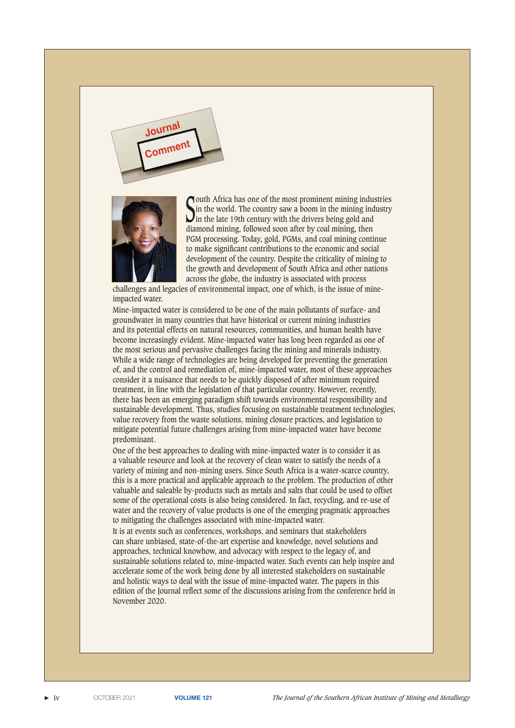# Journal Comment

South Africa has one of the most prominent mining industries in the world. The country saw a boom in the mining industry in the late 19th century with the drivers being gold and diamond mining, followed soon after by coal mining, then PGM processing. Today, gold, PGMs, and coal mining continue to make significant contributions to the economic and social development of the country. Despite the criticality of mining to the growth and development of South Africa and other nations across the globe, the industry is associated with process challenges and legacies of environmental impact, one of which, is the issue of mine-impacted water.

Mine-impacted water is considered to be one of the main pollutants of surface- and groundwater in many countries that have historical or current mining industries and its potential effects on natural resources, communities, and human health have become increasingly evident. Mine-impacted water has long been regarded as one of the most serious and pervasive challenges facing the mining and minerals industry. While a wide range of technologies are being developed for preventing the generation of, and the control and remediation of, mine-impacted water, most of these approaches consider it a nuisance that needs to be quickly disposed of after minimum required treatment, in line with the legislation of that particular country. However, recently, there has been an emerging paradigm shift towards environmental responsibility and sustainable development. Thus, studies focusing on sustainable treatment technologies, value recovery from the waste solutions, mining closure practices, and legislation to mitigate potential future challenges arising from mine-impacted water have become predominant.

One of the best approaches to dealing with mine-impacted water is to consider it as a valuable resource and look at the recovery of clean water to satisfy the needs of a variety of mining and non-mining users. Since South Africa is a water-scarce country, this is a more practical and applicable approach to the problem. The production of other valuable and saleable by-products such as metals and salts that could be used to offset some of the operational costs is also being considered. In fact, recycling, and re-use of water and the recovery of value products is one of the emerging pragmatic approaches to mitigating the challenges associated with mine-impacted water.

It is at events such as conferences, workshops, and seminars that stakeholders can share unbiased, state-of-the-art expertise and knowledge, novel solutions and approaches, technical knowhow, and advocacy with respect to the legacy of, and sustainable solutions related to, mine-impacted water. Such events can help inspire and accelerate some of the work being done by all interested stakeholders on sustainable and holistic ways to deal with the issue of mine-impacted water. The papers in this edition of the Journal reflect some of the discussions arising from the conference held in November 2020.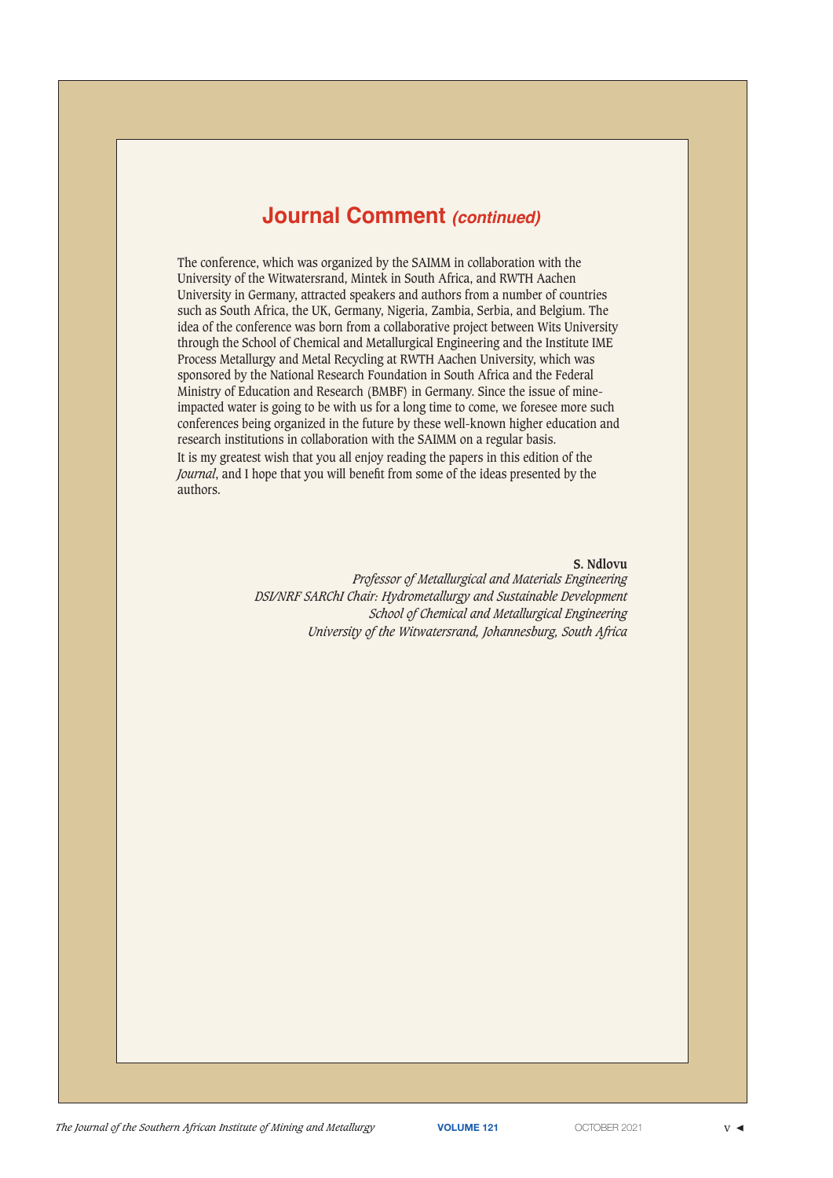# Journal Comment *(continued)*

The conference, which was organized by the SAIMM in collaboration with the University of the Witwatersrand, Mintek in South Africa, and RWTH Aachen University in Germany, attracted speakers and authors from a number of countries such as South Africa, the UK, Germany, Nigeria, Zambia, Serbia, and Belgium. The idea of the conference was born from a collaborative project between Wits University through the School of Chemical and Metallurgical Engineering and the Institute IME Process Metallurgy and Metal Recycling at RWTH Aachen University, which was sponsored by the National Research Foundation in South Africa and the Federal Ministry of Education and Research (BMBF) in Germany. Since the issue of mine-impacted water is going to be with us for a long time to come, we foresee more such conferences being organized in the future by these well-known higher education and research institutions in collaboration with the SAIMM on a regular basis.

It is my greatest wish that you all enjoy reading the papers in this edition of the *Journal*, and I hope that you will benefit from some of the ideas presented by the authors.

**S. Ndlovu**
*Professor of Metallurgical and Materials Engineering*
*DSI/NRF SARChI Chair: Hydrometallurgy and Sustainable Development*
*School of Chemical and Metallurgical Engineering*
*University of the Witwatersrand, Johannesburg, South Africa*